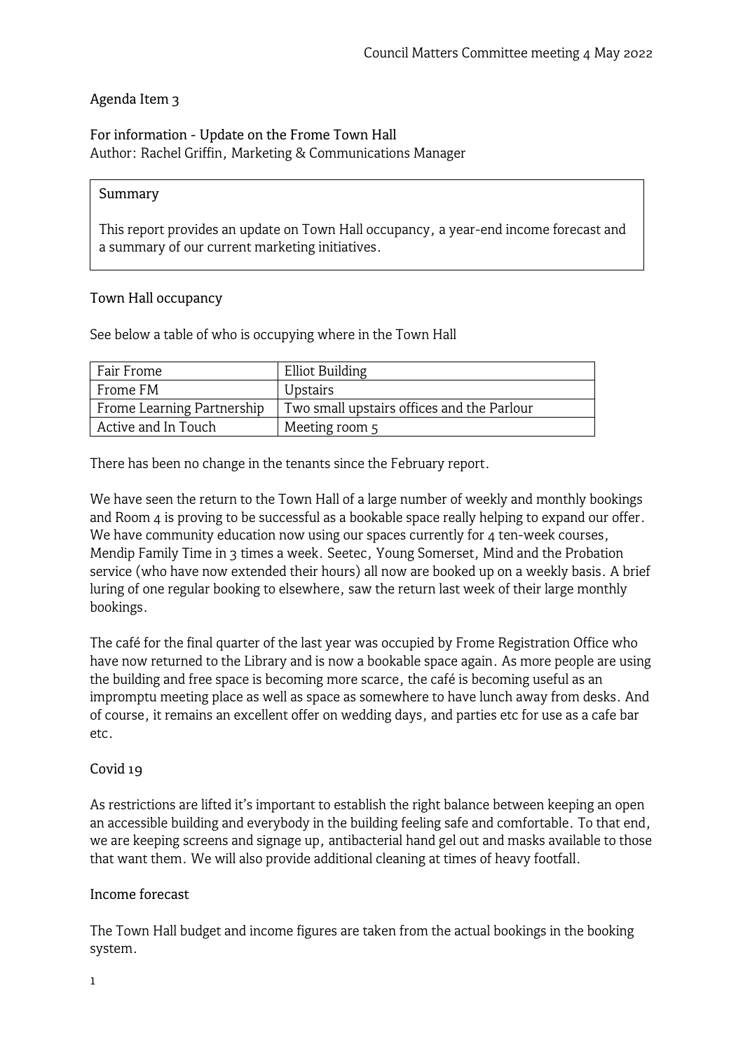Council Matters Committee meeting 4 May 2022

Agenda Item 3

## For information - Update on the Frome Town Hall

Author: Rachel Griffin, Marketing & Communications Manager

> **Summary**
>
> This report provides an update on Town Hall occupancy, a year-end income forecast and a summary of our current marketing initiatives.

### Town Hall occupancy

See below a table of who is occupying where in the Town Hall

| | |
|---|---|
| Fair Frome | Elliot Building |
| Frome FM | Upstairs |
| Frome Learning Partnership | Two small upstairs offices and the Parlour |
| Active and In Touch | Meeting room 5 |

There has been no change in the tenants since the February report.

We have seen the return to the Town Hall of a large number of weekly and monthly bookings and Room 4 is proving to be successful as a bookable space really helping to expand our offer. We have community education now using our spaces currently for 4 ten-week courses, Mendip Family Time in 3 times a week. Seetec, Young Somerset, Mind and the Probation service (who have now extended their hours) all now are booked up on a weekly basis. A brief luring of one regular booking to elsewhere, saw the return last week of their large monthly bookings.

The café for the final quarter of the last year was occupied by Frome Registration Office who have now returned to the Library and is now a bookable space again. As more people are using the building and free space is becoming more scarce, the café is becoming useful as an impromptu meeting place as well as space as somewhere to have lunch away from desks. And of course, it remains an excellent offer on wedding days, and parties etc for use as a cafe bar etc.

### Covid 19

As restrictions are lifted it's important to establish the right balance between keeping an open an accessible building and everybody in the building feeling safe and comfortable. To that end, we are keeping screens and signage up, antibacterial hand gel out and masks available to those that want them. We will also provide additional cleaning at times of heavy footfall.

### Income forecast

The Town Hall budget and income figures are taken from the actual bookings in the booking system.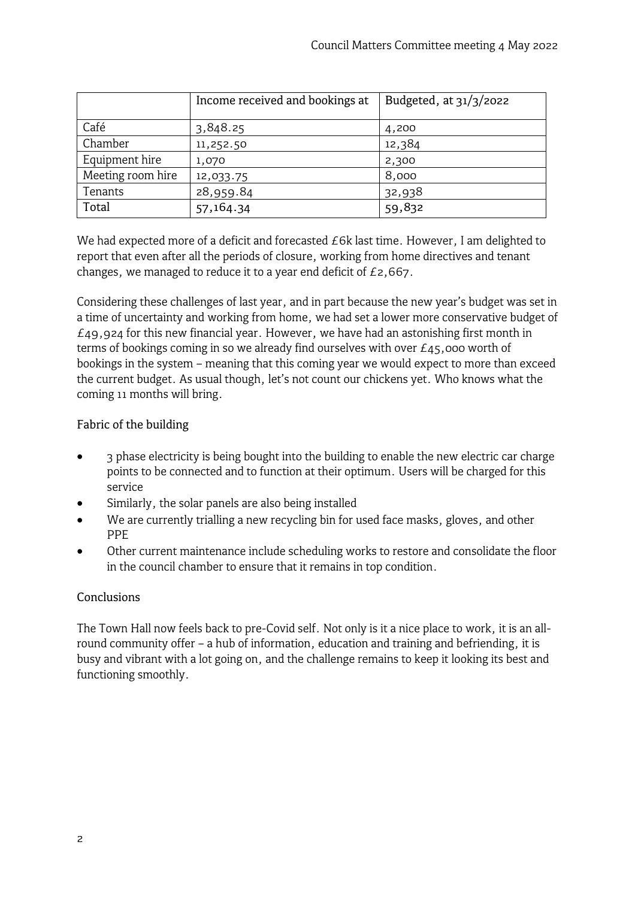| | Income received and bookings at | Budgeted, at 31/3/2022 |
|---|---|---|
| Café | 3,848.25 | 4,200 |
| Chamber | 11,252.50 | 12,384 |
| Equipment hire | 1,070 | 2,300 |
| Meeting room hire | 12,033.75 | 8,000 |
| Tenants | 28,959.84 | 32,938 |
| Total | 57,164.34 | 59,832 |

We had expected more of a deficit and forecasted £6k last time. However, I am delighted to report that even after all the periods of closure, working from home directives and tenant changes, we managed to reduce it to a year end deficit of £2,667.

Considering these challenges of last year, and in part because the new year's budget was set in a time of uncertainty and working from home, we had set a lower more conservative budget of £49,924 for this new financial year. However, we have had an astonishing first month in terms of bookings coming in so we already find ourselves with over £45,000 worth of bookings in the system – meaning that this coming year we would expect to more than exceed the current budget. As usual though, let's not count our chickens yet. Who knows what the coming 11 months will bring.

## Fabric of the building

- 3 phase electricity is being bought into the building to enable the new electric car charge points to be connected and to function at their optimum. Users will be charged for this service
- Similarly, the solar panels are also being installed
- We are currently trialling a new recycling bin for used face masks, gloves, and other PPE
- Other current maintenance include scheduling works to restore and consolidate the floor in the council chamber to ensure that it remains in top condition.

## Conclusions

The Town Hall now feels back to pre-Covid self. Not only is it a nice place to work, it is an all-round community offer – a hub of information, education and training and befriending, it is busy and vibrant with a lot going on, and the challenge remains to keep it looking its best and functioning smoothly.